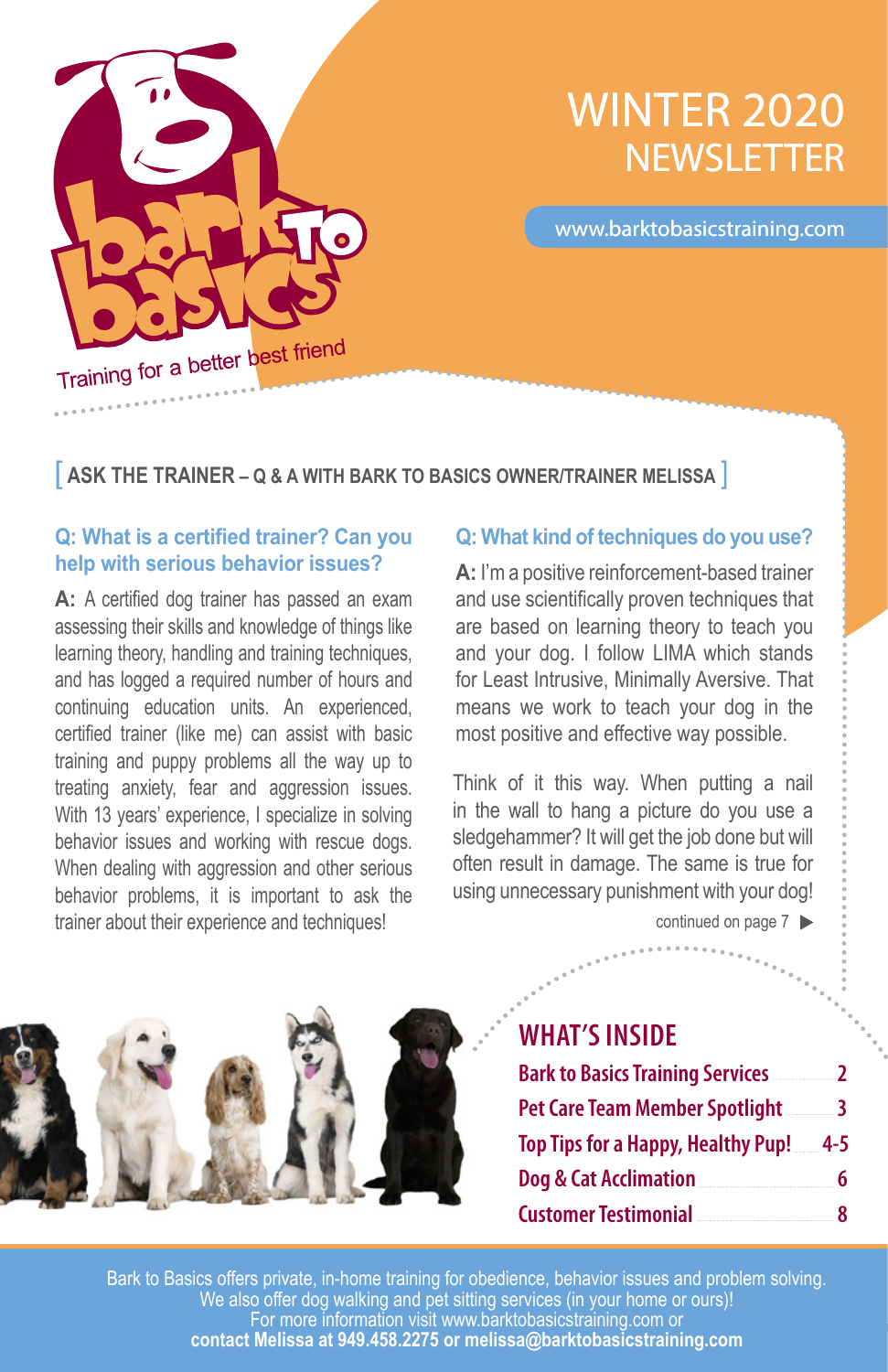bark to basics

Training for a better best friend

# WINTER 2020 NEWSLETTER

www.barktobasicstraining.com

## [ ASK THE TRAINER – Q & A WITH BARK TO BASICS OWNER/TRAINER MELISSA ]

### Q: What is a certified trainer? Can you help with serious behavior issues?

**A:** A certified dog trainer has passed an exam assessing their skills and knowledge of things like learning theory, handling and training techniques, and has logged a required number of hours and continuing education units. An experienced, certified trainer (like me) can assist with basic training and puppy problems all the way up to treating anxiety, fear and aggression issues. With 13 years' experience, I specialize in solving behavior issues and working with rescue dogs. When dealing with aggression and other serious behavior problems, it is important to ask the trainer about their experience and techniques!

### Q: What kind of techniques do you use?

**A:** I'm a positive reinforcement-based trainer and use scientifically proven techniques that are based on learning theory to teach you and your dog. I follow LIMA which stands for Least Intrusive, Minimally Aversive. That means we work to teach your dog in the most positive and effective way possible.

Think of it this way. When putting a nail in the wall to hang a picture do you use a sledgehammer? It will get the job done but will often result in damage. The same is true for using unnecessary punishment with your dog!

continued on page 7 ▶

## WHAT'S INSIDE

| | |
|---|---|
| Bark to Basics Training Services | 2 |
| Pet Care Team Member Spotlight | 3 |
| Top Tips for a Happy, Healthy Pup! | 4-5 |
| Dog & Cat Acclimation | 6 |
| Customer Testimonial | 8 |

Bark to Basics offers private, in-home training for obedience, behavior issues and problem solving.
We also offer dog walking and pet sitting services (in your home or ours)!
For more information visit www.barktobasicstraining.com or
**contact Melissa at 949.458.2275 or melissa@barktobasicstraining.com**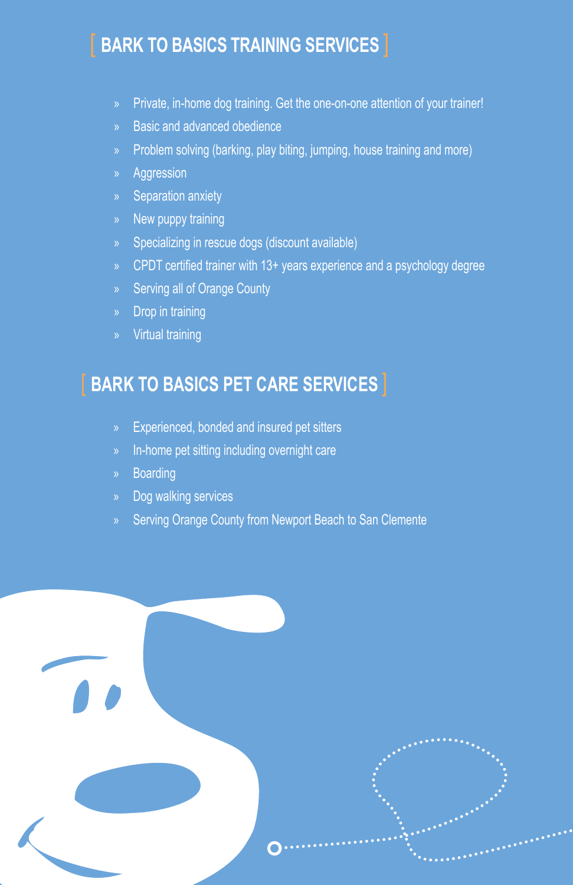## BARK TO BASICS TRAINING SERVICES

- Private, in-home dog training. Get the one-on-one attention of your trainer!
- Basic and advanced obedience
- Problem solving (barking, play biting, jumping, house training and more)
- Aggression
- Separation anxiety
- New puppy training
- Specializing in rescue dogs (discount available)
- CPDT certified trainer with 13+ years experience and a psychology degree
- Serving all of Orange County
- Drop in training
- Virtual training

## BARK TO BASICS PET CARE SERVICES

- Experienced, bonded and insured pet sitters
- In-home pet sitting including overnight care
- Boarding
- Dog walking services
- Serving Orange County from Newport Beach to San Clemente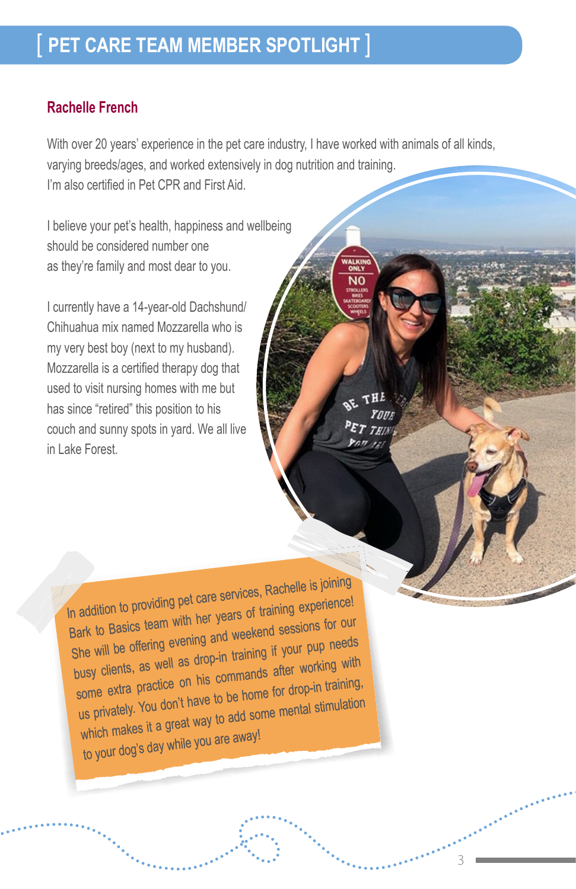# [ PET CARE TEAM MEMBER SPOTLIGHT ]

## Rachelle French

With over 20 years' experience in the pet care industry, I have worked with animals of all kinds, varying breeds/ages, and worked extensively in dog nutrition and training. I'm also certified in Pet CPR and First Aid.

I believe your pet's health, happiness and wellbeing should be considered number one as they're family and most dear to you.

I currently have a 14-year-old Dachshund/Chihuahua mix named Mozzarella who is my very best boy (next to my husband). Mozzarella is a certified therapy dog that used to visit nursing homes with me but has since "retired" this position to his couch and sunny spots in yard. We all live in Lake Forest.

In addition to providing pet care services, Rachelle is joining Bark to Basics team with her years of training experience! She will be offering evening and weekend sessions for our busy clients, as well as drop-in training if your pup needs some extra practice on his commands after working with us privately. You don't have to be home for drop-in training, which makes it a great way to add some mental stimulation to your dog's day while you are away!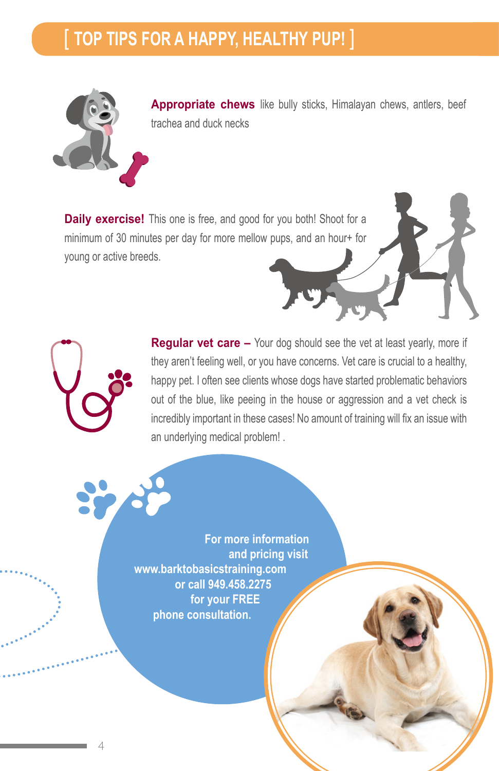# [ TOP TIPS FOR A HAPPY, HEALTHY PUP! ]

**Appropriate chews** like bully sticks, Himalayan chews, antlers, beef trachea and duck necks

**Daily exercise!** This one is free, and good for you both! Shoot for a minimum of 30 minutes per day for more mellow pups, and an hour+ for young or active breeds.

**Regular vet care –** Your dog should see the vet at least yearly, more if they aren't feeling well, or you have concerns. Vet care is crucial to a healthy, happy pet. I often see clients whose dogs have started problematic behaviors out of the blue, like peeing in the house or aggression and a vet check is incredibly important in these cases! No amount of training will fix an issue with an underlying medical problem! .

**For more information and pricing visit www.barktobasicstraining.com or call 949.458.2275 for your FREE phone consultation.**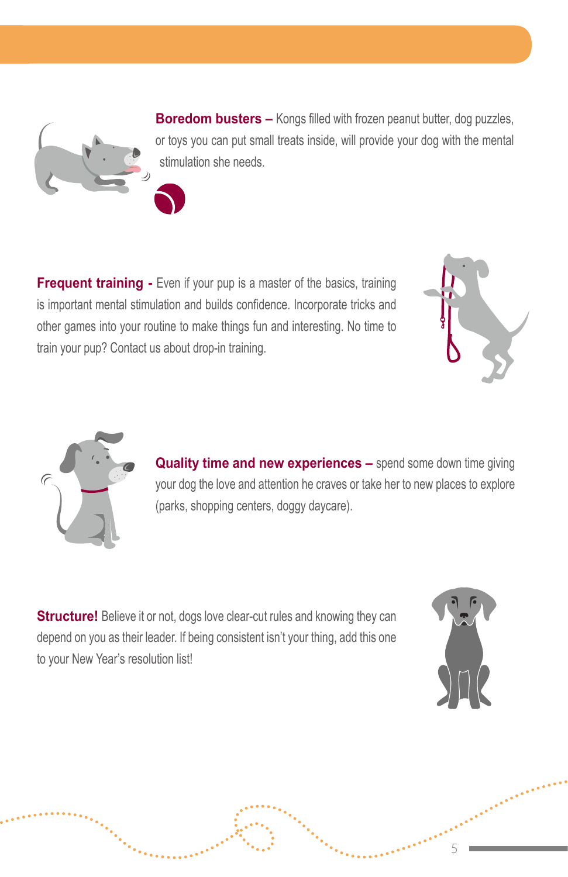**Boredom busters –** Kongs filled with frozen peanut butter, dog puzzles, or toys you can put small treats inside, will provide your dog with the mental stimulation she needs.

**Frequent training -** Even if your pup is a master of the basics, training is important mental stimulation and builds confidence. Incorporate tricks and other games into your routine to make things fun and interesting. No time to train your pup? Contact us about drop-in training.

**Quality time and new experiences –** spend some down time giving your dog the love and attention he craves or take her to new places to explore (parks, shopping centers, doggy daycare).

**Structure!** Believe it or not, dogs love clear-cut rules and knowing they can depend on you as their leader. If being consistent isn't your thing, add this one to your New Year's resolution list!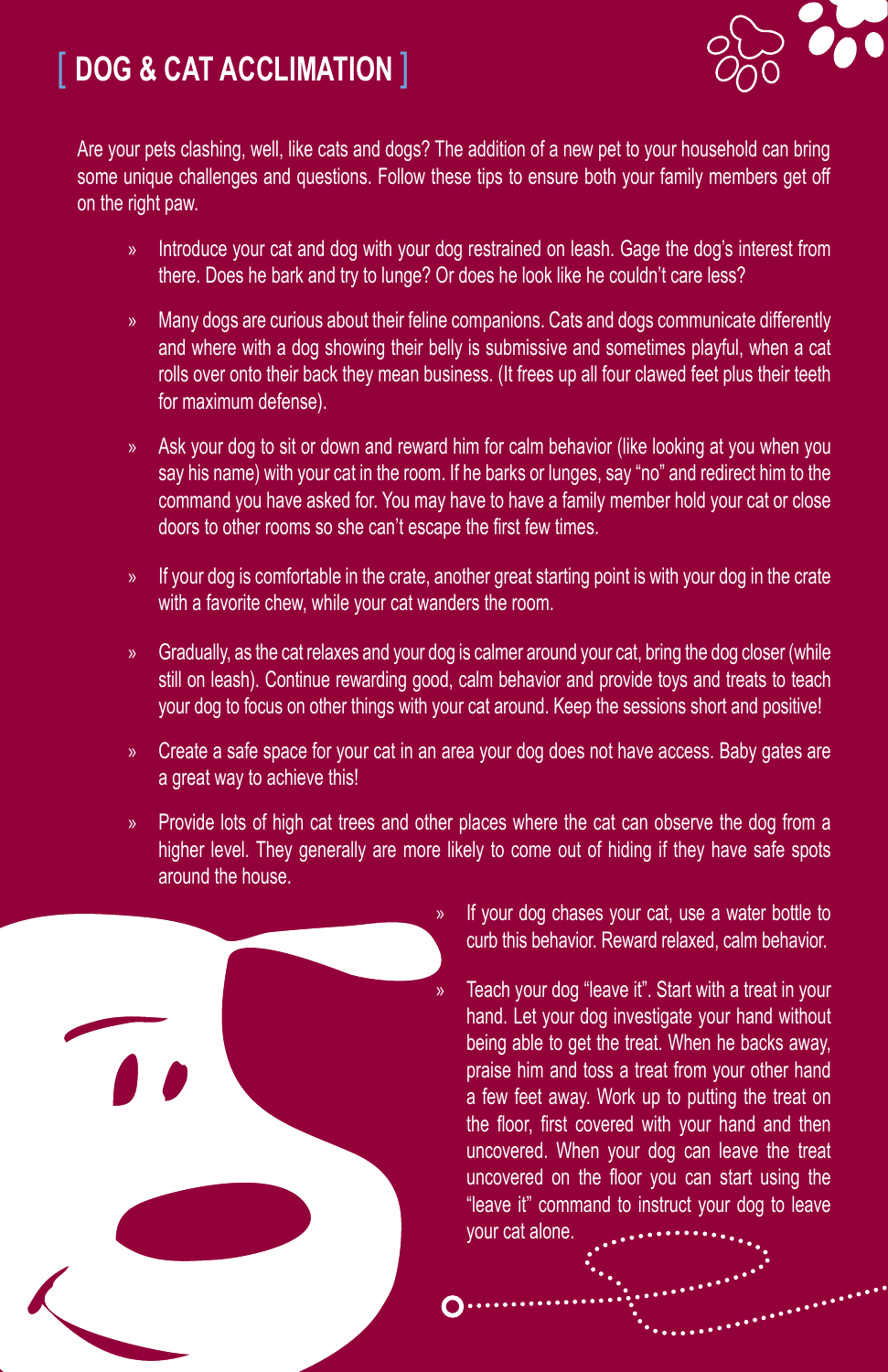# [ DOG & CAT ACCLIMATION ]

Are your pets clashing, well, like cats and dogs? The addition of a new pet to your household can bring some unique challenges and questions. Follow these tips to ensure both your family members get off on the right paw.

- Introduce your cat and dog with your dog restrained on leash. Gage the dog's interest from there. Does he bark and try to lunge? Or does he look like he couldn't care less?
- Many dogs are curious about their feline companions. Cats and dogs communicate differently and where with a dog showing their belly is submissive and sometimes playful, when a cat rolls over onto their back they mean business. (It frees up all four clawed feet plus their teeth for maximum defense).
- Ask your dog to sit or down and reward him for calm behavior (like looking at you when you say his name) with your cat in the room. If he barks or lunges, say "no" and redirect him to the command you have asked for. You may have to have a family member hold your cat or close doors to other rooms so she can't escape the first few times.
- If your dog is comfortable in the crate, another great starting point is with your dog in the crate with a favorite chew, while your cat wanders the room.
- Gradually, as the cat relaxes and your dog is calmer around your cat, bring the dog closer (while still on leash). Continue rewarding good, calm behavior and provide toys and treats to teach your dog to focus on other things with your cat around. Keep the sessions short and positive!
- Create a safe space for your cat in an area your dog does not have access. Baby gates are a great way to achieve this!
- Provide lots of high cat trees and other places where the cat can observe the dog from a higher level. They generally are more likely to come out of hiding if they have safe spots around the house.
- If your dog chases your cat, use a water bottle to curb this behavior. Reward relaxed, calm behavior.
- Teach your dog "leave it". Start with a treat in your hand. Let your dog investigate your hand without being able to get the treat. When he backs away, praise him and toss a treat from your other hand a few feet away. Work up to putting the treat on the floor, first covered with your hand and then uncovered. When your dog can leave the treat uncovered on the floor you can start using the "leave it" command to instruct your dog to leave your cat alone.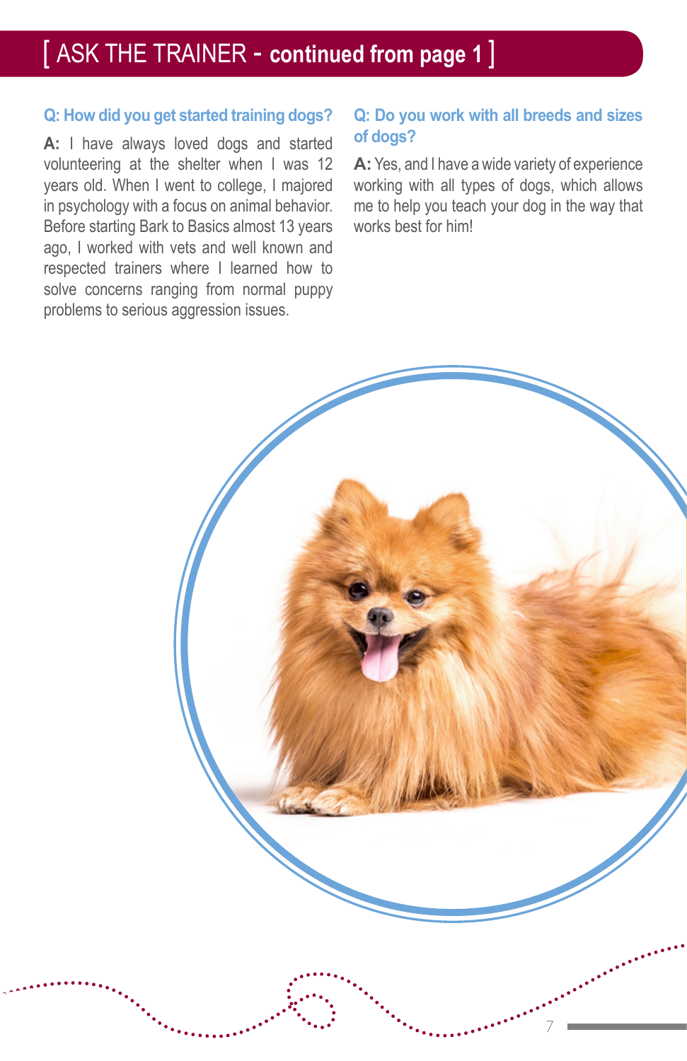# [ ASK THE TRAINER - continued from page 1 ]

### Q: How did you get started training dogs?

**A:** I have always loved dogs and started volunteering at the shelter when I was 12 years old. When I went to college, I majored in psychology with a focus on animal behavior. Before starting Bark to Basics almost 13 years ago, I worked with vets and well known and respected trainers where I learned how to solve concerns ranging from normal puppy problems to serious aggression issues.

### Q: Do you work with all breeds and sizes of dogs?

**A:** Yes, and I have a wide variety of experience working with all types of dogs, which allows me to help you teach your dog in the way that works best for him!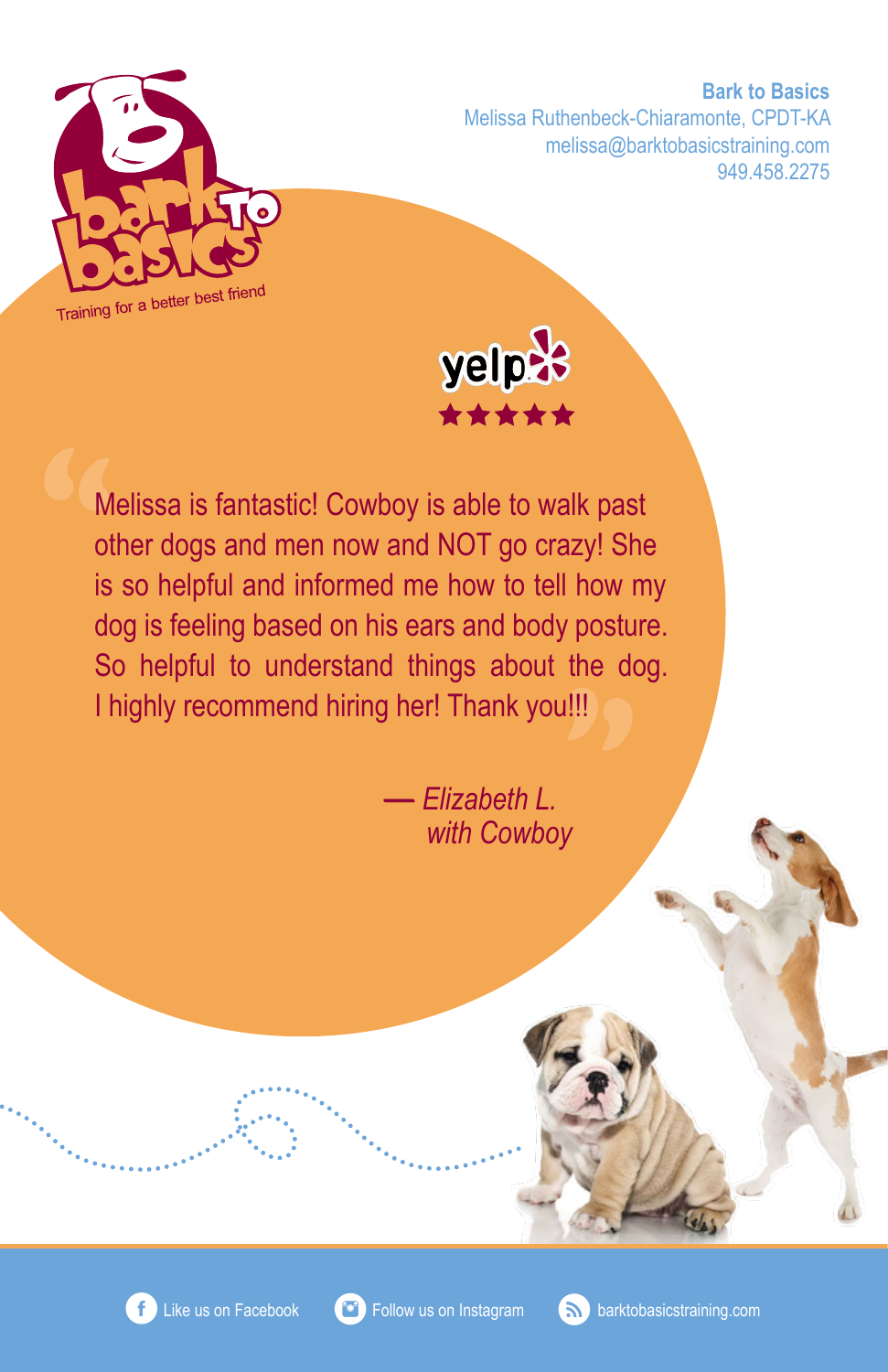**Bark to Basics**
Melissa Ruthenbeck-Chiaramonte, CPDT-KA
melissa@barktobasicstraining.com
949.458.2275

Training for a better best friend

yelp ★★★★★

"Melissa is fantastic! Cowboy is able to walk past other dogs and men now and NOT go crazy! She is so helpful and informed me how to tell how my dog is feeling based on his ears and body posture. So helpful to understand things about the dog. I highly recommend hiring her! Thank you!!!"

*— Elizabeth L.*
*with Cowboy*

Like us on Facebook | Follow us on Instagram | barktobasicstraining.com